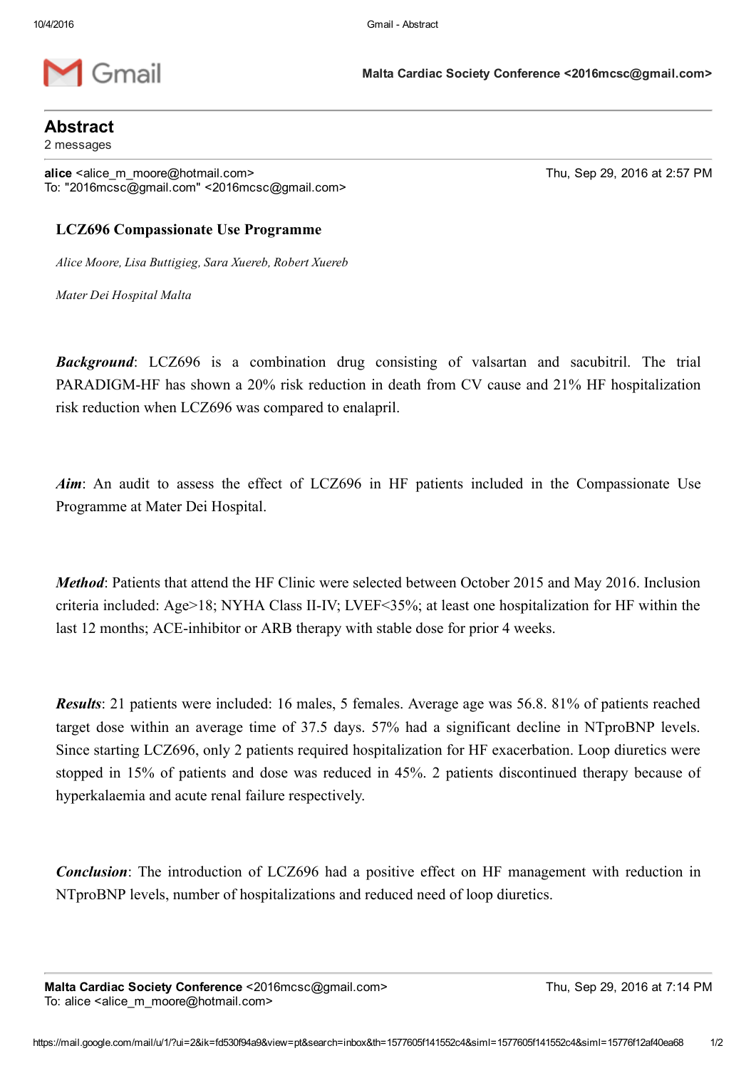Malta Cardiac Society Conference <2016mcsc@gmail.com>

# Abstract

2 messages

**alice** <alice_m_moore@hotmail.com>
To: "2016mcsc@gmail.com" <2016mcsc@gmail.com>

Thu, Sep 29, 2016 at 2:57 PM

## LCZ696 Compassionate Use Programme

*Alice Moore, Lisa Buttigieg, Sara Xuereb, Robert Xuereb*

*Mater Dei Hospital Malta*

***Background***: LCZ696 is a combination drug consisting of valsartan and sacubitril. The trial PARADIGM-HF has shown a 20% risk reduction in death from CV cause and 21% HF hospitalization risk reduction when LCZ696 was compared to enalapril.

***Aim***: An audit to assess the effect of LCZ696 in HF patients included in the Compassionate Use Programme at Mater Dei Hospital.

***Method***: Patients that attend the HF Clinic were selected between October 2015 and May 2016. Inclusion criteria included: Age>18; NYHA Class II-IV; LVEF<35%; at least one hospitalization for HF within the last 12 months; ACE-inhibitor or ARB therapy with stable dose for prior 4 weeks.

***Results***: 21 patients were included: 16 males, 5 females. Average age was 56.8. 81% of patients reached target dose within an average time of 37.5 days. 57% had a significant decline in NTproBNP levels. Since starting LCZ696, only 2 patients required hospitalization for HF exacerbation. Loop diuretics were stopped in 15% of patients and dose was reduced in 45%. 2 patients discontinued therapy because of hyperkalaemia and acute renal failure respectively.

***Conclusion***: The introduction of LCZ696 had a positive effect on HF management with reduction in NTproBNP levels, number of hospitalizations and reduced need of loop diuretics.

---

**Malta Cardiac Society Conference** <2016mcsc@gmail.com>
To: alice <alice_m_moore@hotmail.com>

Thu, Sep 29, 2016 at 7:14 PM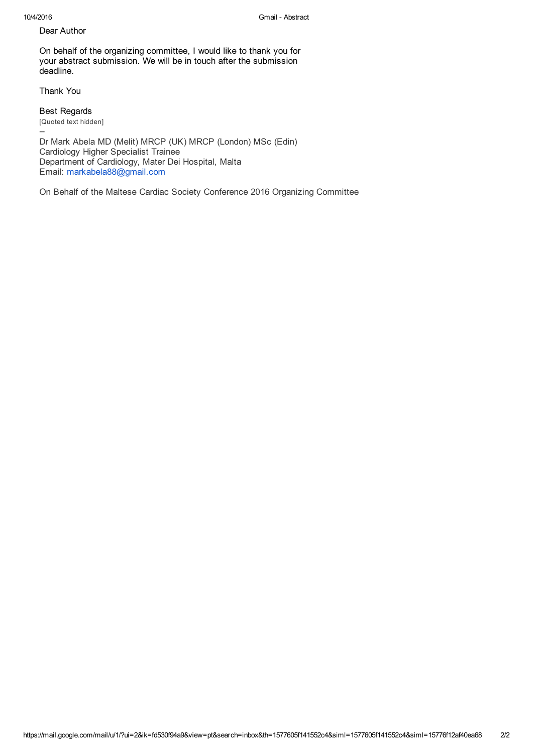Dear Author

On behalf of the organizing committee, I would like to thank you for your abstract submission. We will be in touch after the submission deadline.

Thank You

Best Regards

[Quoted text hidden]

--

Dr Mark Abela MD (Melit) MRCP (UK) MRCP (London) MSc (Edin)
Cardiology Higher Specialist Trainee
Department of Cardiology, Mater Dei Hospital, Malta
Email: markabela88@gmail.com

On Behalf of the Maltese Cardiac Society Conference 2016 Organizing Committee